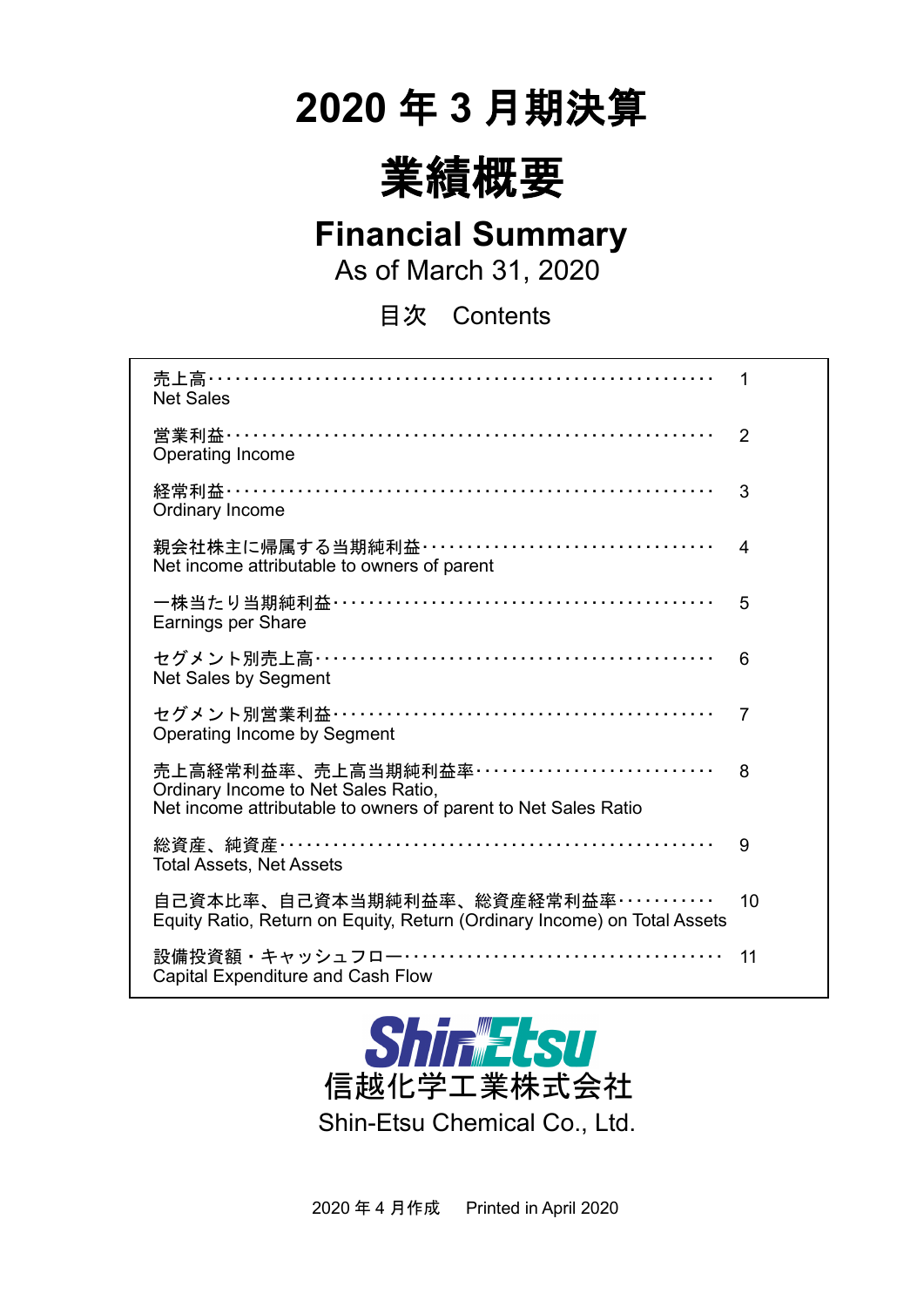# 2020 年 3 月期決算

# 業績概要

## Financial Summary

As of March 31, 2020

目次　Contents

| | |
|---|---|
| 売上高<br>Net Sales | 1 |
| 営業利益<br>Operating Income | 2 |
| 経常利益<br>Ordinary Income | 3 |
| 親会社株主に帰属する当期純利益<br>Net income attributable to owners of parent | 4 |
| 一株当たり当期純利益<br>Earnings per Share | 5 |
| セグメント別売上高<br>Net Sales by Segment | 6 |
| セグメント別営業利益<br>Operating Income by Segment | 7 |
| 売上高経常利益率、売上高当期純利益率<br>Ordinary Income to Net Sales Ratio,<br>Net income attributable to owners of parent to Net Sales Ratio | 8 |
| 総資産、純資産<br>Total Assets, Net Assets | 9 |
| 自己資本比率、自己資本当期純利益率、総資産経常利益率<br>Equity Ratio, Return on Equity, Return (Ordinary Income) on Total Assets | 10 |
| 設備投資額・キャッシュフロー<br>Capital Expenditure and Cash Flow | 11 |

Shin-Etsu
信越化学工業株式会社
Shin-Etsu Chemical Co., Ltd.

2020 年 4 月作成　　Printed in April 2020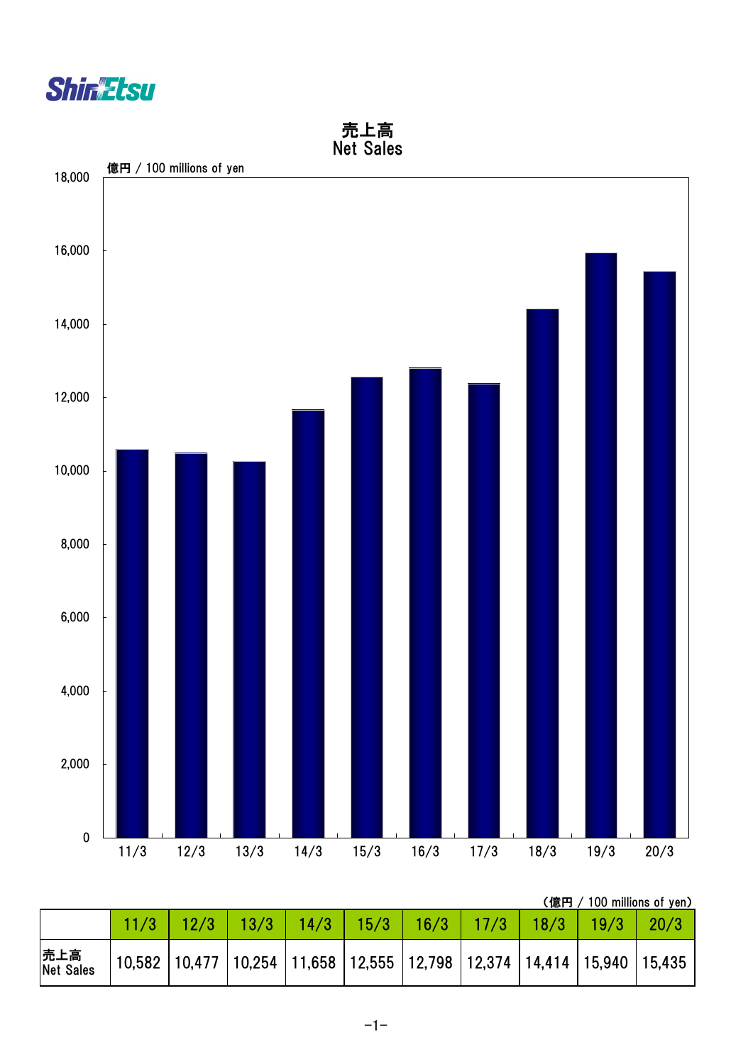# 売上高
# Net Sales

億円 / 100 millions of yen

（億円 / 100 millions of yen）

| | 11/3 | 12/3 | 13/3 | 14/3 | 15/3 | 16/3 | 17/3 | 18/3 | 19/3 | 20/3 |
|---|---|---|---|---|---|---|---|---|---|---|
| 売上高 Net Sales | 10,582 | 10,477 | 10,254 | 11,658 | 12,555 | 12,798 | 12,374 | 14,414 | 15,940 | 15,435 |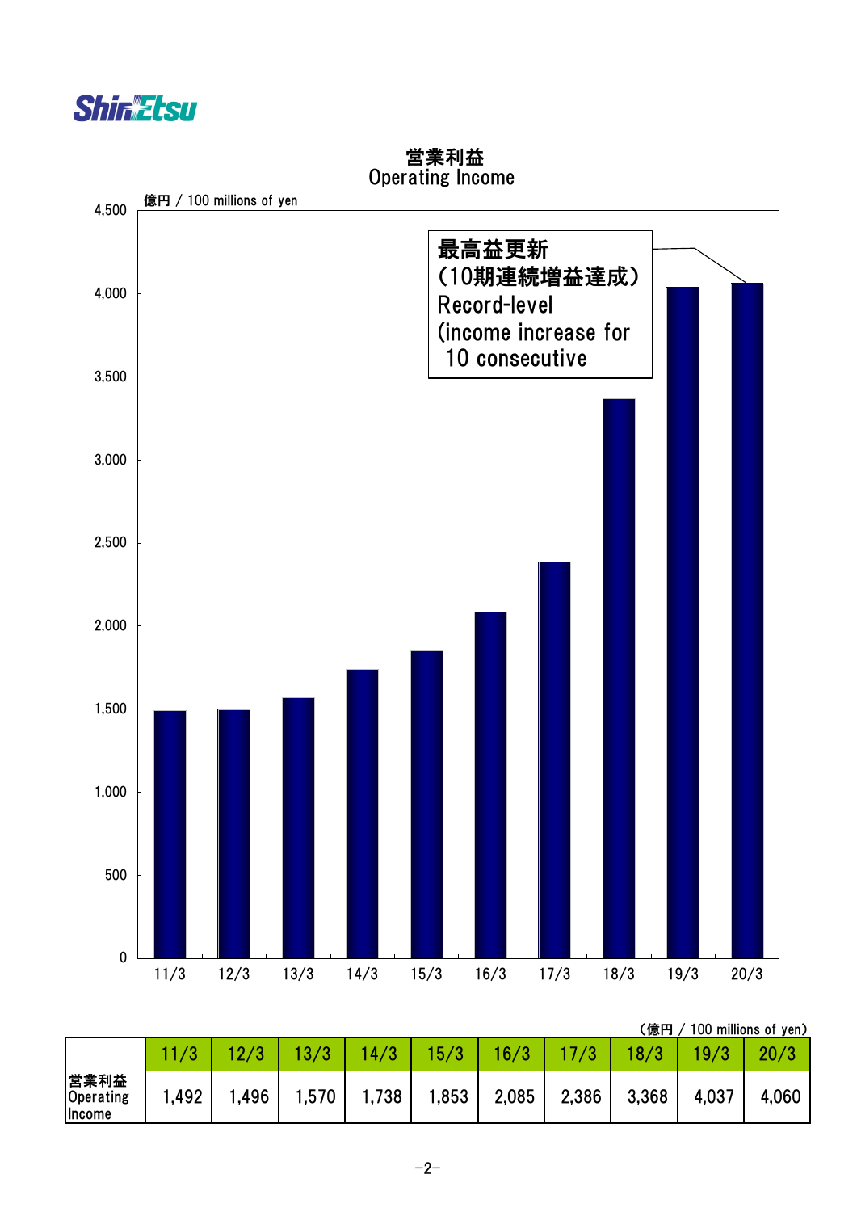# 営業利益
# Operating Income

億円 / 100 millions of yen

最高益更新
(10期連続増益達成)
Record-level
(income increase for
10 consecutive

(億円 / 100 millions of yen)

| | 11/3 | 12/3 | 13/3 | 14/3 | 15/3 | 16/3 | 17/3 | 18/3 | 19/3 | 20/3 |
|---|---|---|---|---|---|---|---|---|---|---|
| 営業利益 Operating Income | 1,492 | 1,496 | 1,570 | 1,738 | 1,853 | 2,085 | 2,386 | 3,368 | 4,037 | 4,060 |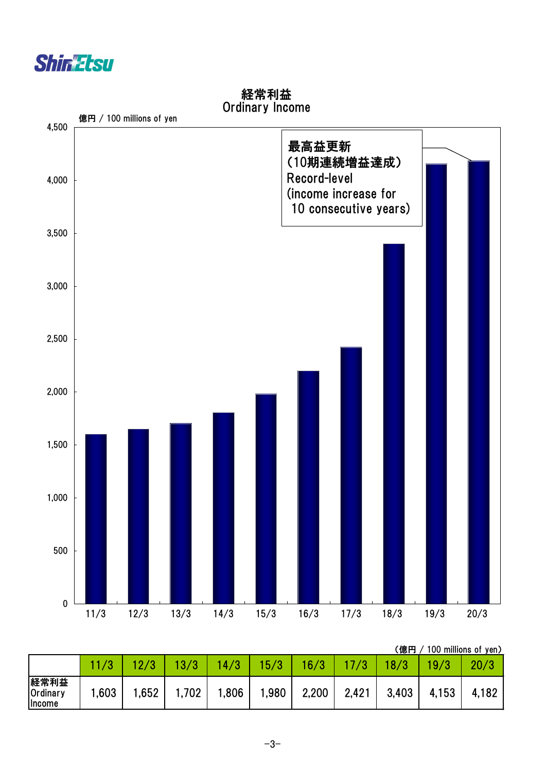# 経常利益
# Ordinary Income

億円 / 100 millions of yen

最高益更新
(10期連続増益達成)
Record-level
(income increase for
10 consecutive years)

(億円 / 100 millions of yen)

| | 11/3 | 12/3 | 13/3 | 14/3 | 15/3 | 16/3 | 17/3 | 18/3 | 19/3 | 20/3 |
|---|---|---|---|---|---|---|---|---|---|---|
| 経常利益 Ordinary Income | 1,603 | 1,652 | 1,702 | 1,806 | 1,980 | 2,200 | 2,421 | 3,403 | 4,153 | 4,182 |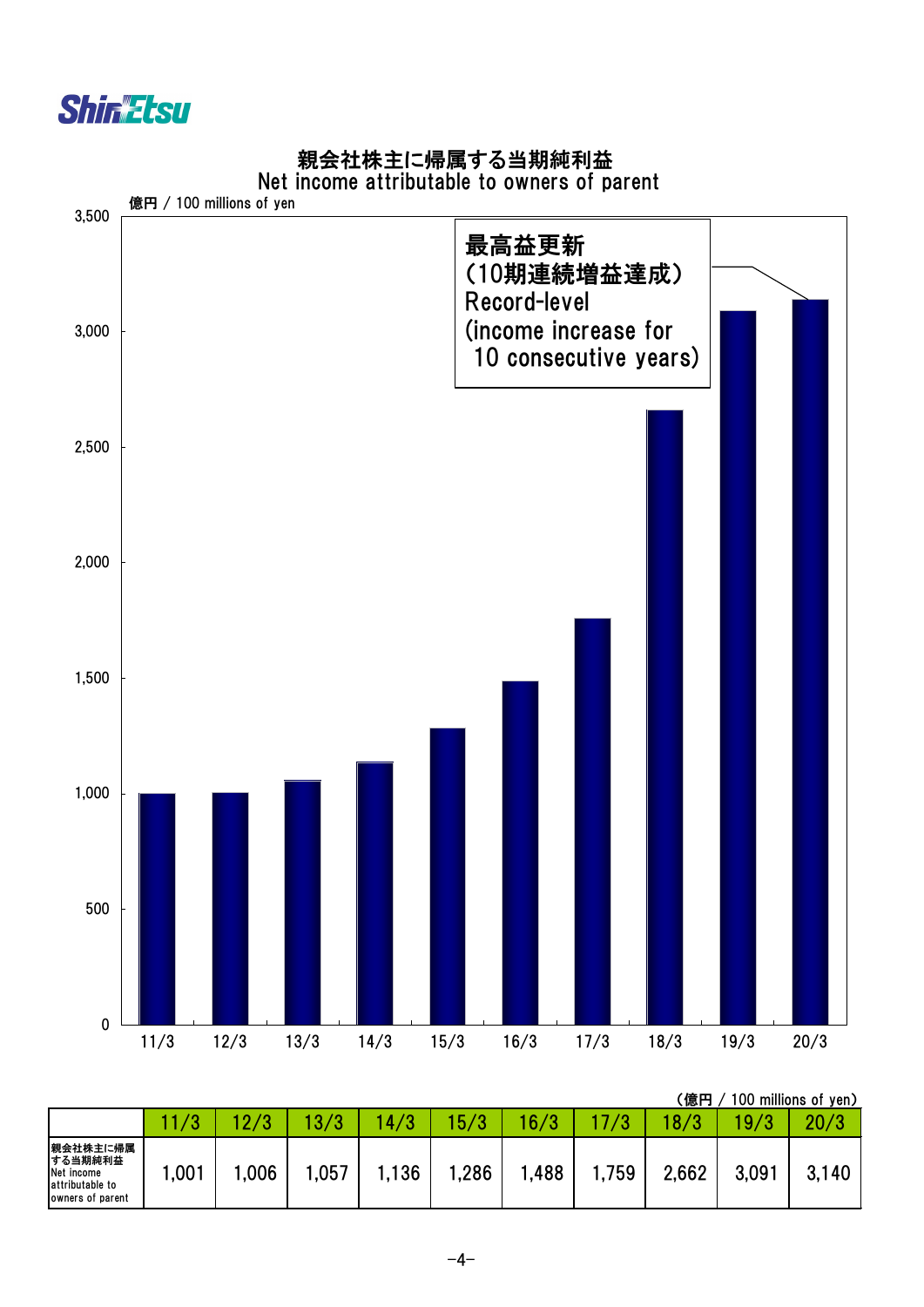# 親会社株主に帰属する当期純利益
## Net income attributable to owners of parent

億円 / 100 millions of yen

最高益更新
（10期連続増益達成）
Record-level
(income increase for
10 consecutive years)

（億円 / 100 millions of yen）

| | 11/3 | 12/3 | 13/3 | 14/3 | 15/3 | 16/3 | 17/3 | 18/3 | 19/3 | 20/3 |
|---|---|---|---|---|---|---|---|---|---|---|
| 親会社株主に帰属する当期純利益 Net income attributable to owners of parent | 1,001 | 1,006 | 1,057 | 1,136 | 1,286 | 1,488 | 1,759 | 2,662 | 3,091 | 3,140 |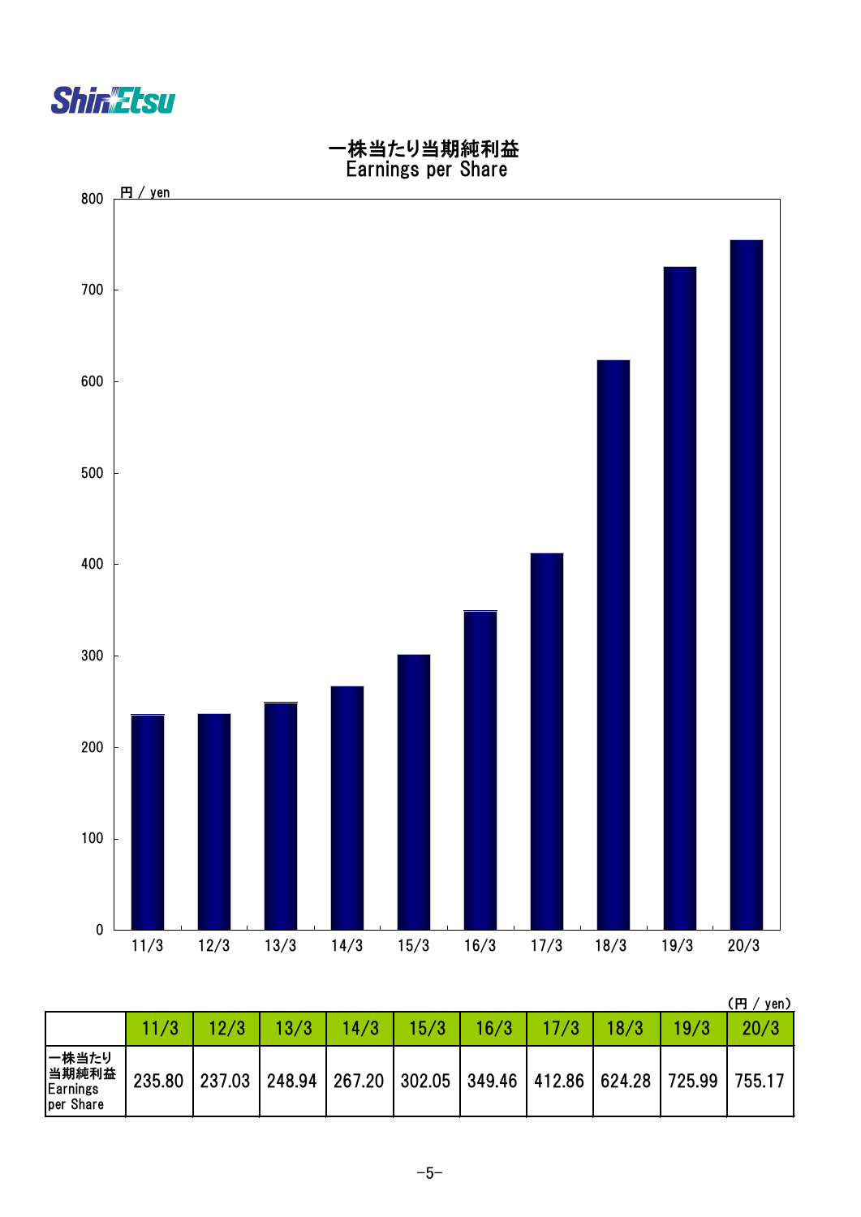# 一株当たり当期純利益
## Earnings per Share

(円 / yen)

| | 11/3 | 12/3 | 13/3 | 14/3 | 15/3 | 16/3 | 17/3 | 18/3 | 19/3 | 20/3 |
|---|---|---|---|---|---|---|---|---|---|---|
| 一株当たり当期純利益 Earnings per Share | 235.80 | 237.03 | 248.94 | 267.20 | 302.05 | 349.46 | 412.86 | 624.28 | 725.99 | 755.17 |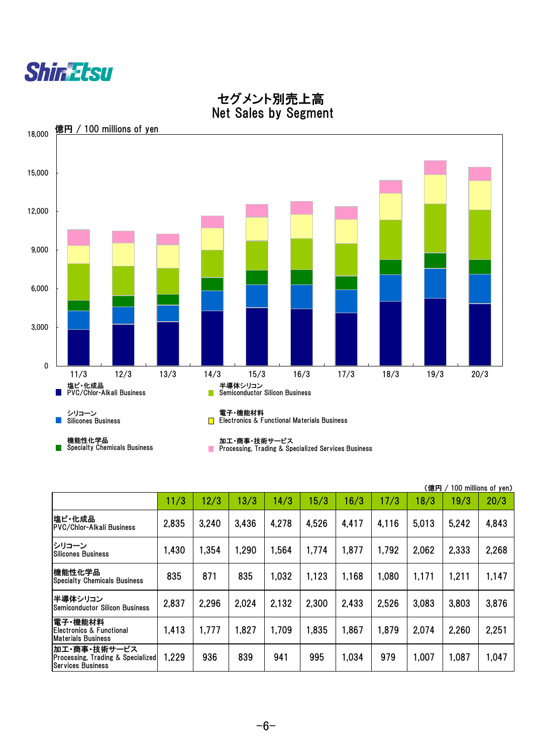# セグメント別売上高
# Net Sales by Segment

（億円 / 100 millions of yen）

| | 11/3 | 12/3 | 13/3 | 14/3 | 15/3 | 16/3 | 17/3 | 18/3 | 19/3 | 20/3 |
|---|---|---|---|---|---|---|---|---|---|---|
| 塩ビ・化成品 PVC/Chlor-Alkali Business | 2,835 | 3,240 | 3,436 | 4,278 | 4,526 | 4,417 | 4,116 | 5,013 | 5,242 | 4,843 |
| シリコーン Silicones Business | 1,430 | 1,354 | 1,290 | 1,564 | 1,774 | 1,877 | 1,792 | 2,062 | 2,333 | 2,268 |
| 機能性化学品 Specialty Chemicals Business | 835 | 871 | 835 | 1,032 | 1,123 | 1,168 | 1,080 | 1,171 | 1,211 | 1,147 |
| 半導体シリコン Semiconductor Silicon Business | 2,837 | 2,296 | 2,024 | 2,132 | 2,300 | 2,433 | 2,526 | 3,083 | 3,803 | 3,876 |
| 電子・機能材料 Electronics & Functional Materials Business | 1,413 | 1,777 | 1,827 | 1,709 | 1,835 | 1,867 | 1,879 | 2,074 | 2,260 | 2,251 |
| 加工・商事・技術サービス Processing, Trading & Specialized Services Business | 1,229 | 936 | 839 | 941 | 995 | 1,034 | 979 | 1,007 | 1,087 | 1,047 |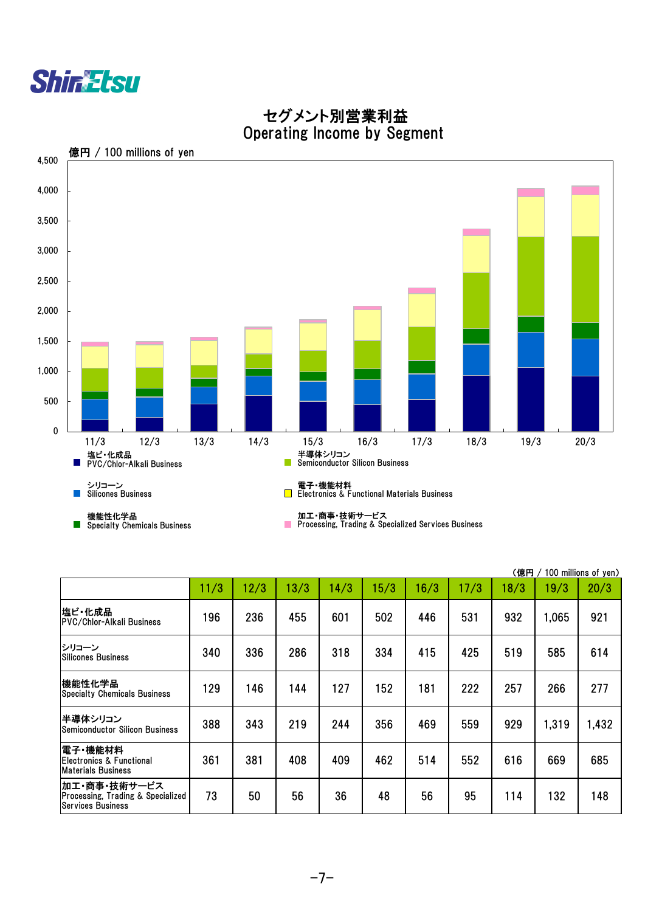# セグメント別営業利益
# Operating Income by Segment

億円 / 100 millions of yen

塩ビ・化成品 PVC/Chlor-Alkali Business
シリコーン Silicones Business
機能性化学品 Specialty Chemicals Business
半導体シリコン Semiconductor Silicon Business
電子・機能材料 Electronics & Functional Materials Business
加工・商事・技術サービス Processing, Trading & Specialized Services Business

（億円 / 100 millions of yen）

| | 11/3 | 12/3 | 13/3 | 14/3 | 15/3 | 16/3 | 17/3 | 18/3 | 19/3 | 20/3 |
|---|---|---|---|---|---|---|---|---|---|---|
| 塩ビ・化成品 PVC/Chlor-Alkali Business | 196 | 236 | 455 | 601 | 502 | 446 | 531 | 932 | 1,065 | 921 |
| シリコーン Silicones Business | 340 | 336 | 286 | 318 | 334 | 415 | 425 | 519 | 585 | 614 |
| 機能性化学品 Specialty Chemicals Business | 129 | 146 | 144 | 127 | 152 | 181 | 222 | 257 | 266 | 277 |
| 半導体シリコン Semiconductor Silicon Business | 388 | 343 | 219 | 244 | 356 | 469 | 559 | 929 | 1,319 | 1,432 |
| 電子・機能材料 Electronics & Functional Materials Business | 361 | 381 | 408 | 409 | 462 | 514 | 552 | 616 | 669 | 685 |
| 加工・商事・技術サービス Processing, Trading & Specialized Services Business | 73 | 50 | 56 | 36 | 48 | 56 | 95 | 114 | 132 | 148 |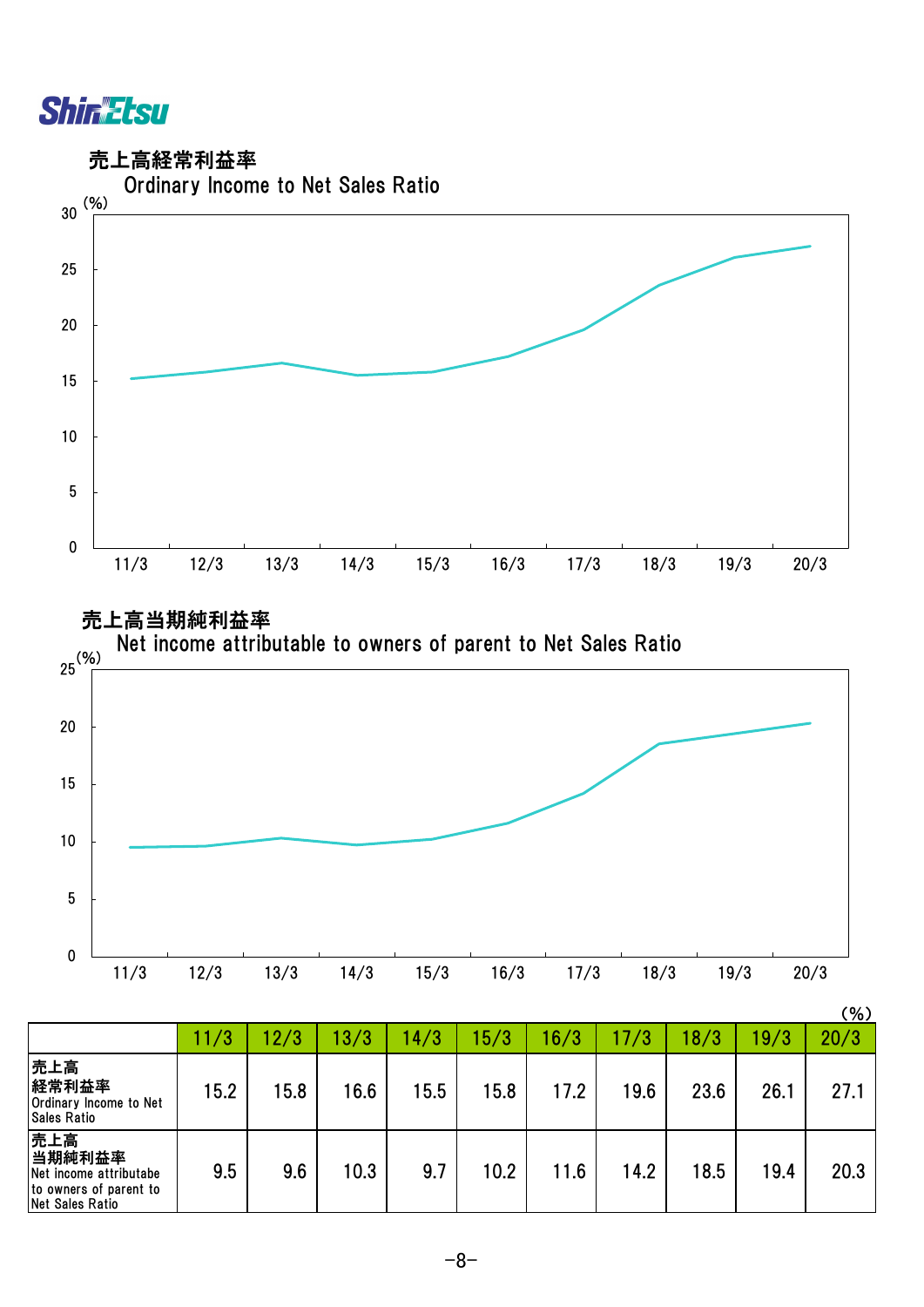## 売上高経常利益率

Ordinary Income to Net Sales Ratio

## 売上高当期純利益率

Net income attributable to owners of parent to Net Sales Ratio

(%)

| | 11/3 | 12/3 | 13/3 | 14/3 | 15/3 | 16/3 | 17/3 | 18/3 | 19/3 | 20/3 |
|---|---|---|---|---|---|---|---|---|---|---|
| 売上高 経常利益率 Ordinary Income to Net Sales Ratio | 15.2 | 15.8 | 16.6 | 15.5 | 15.8 | 17.2 | 19.6 | 23.6 | 26.1 | 27.1 |
| 売上高 当期純利益率 Net income attributabe to owners of parent to Net Sales Ratio | 9.5 | 9.6 | 10.3 | 9.7 | 10.2 | 11.6 | 14.2 | 18.5 | 19.4 | 20.3 |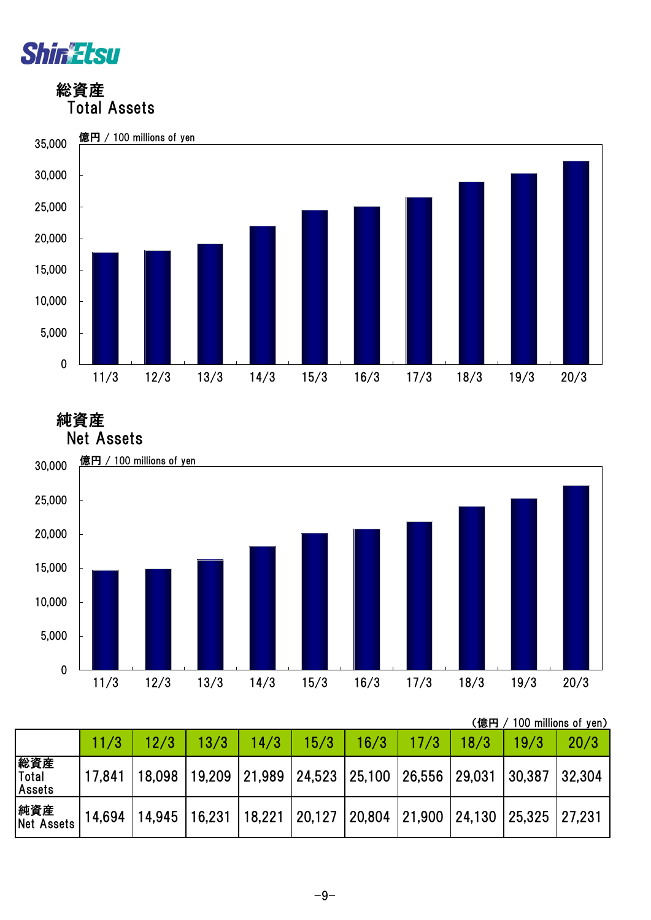## 総資産
## Total Assets

億円 / 100 millions of yen

## 純資産
## Net Assets

億円 / 100 millions of yen

（億円 / 100 millions of yen）

| | 11/3 | 12/3 | 13/3 | 14/3 | 15/3 | 16/3 | 17/3 | 18/3 | 19/3 | 20/3 |
|---|---|---|---|---|---|---|---|---|---|---|
| 総資産 Total Assets | 17,841 | 18,098 | 19,209 | 21,989 | 24,523 | 25,100 | 26,556 | 29,031 | 30,387 | 32,304 |
| 純資産 Net Assets | 14,694 | 14,945 | 16,231 | 18,221 | 20,127 | 20,804 | 21,900 | 24,130 | 25,325 | 27,231 |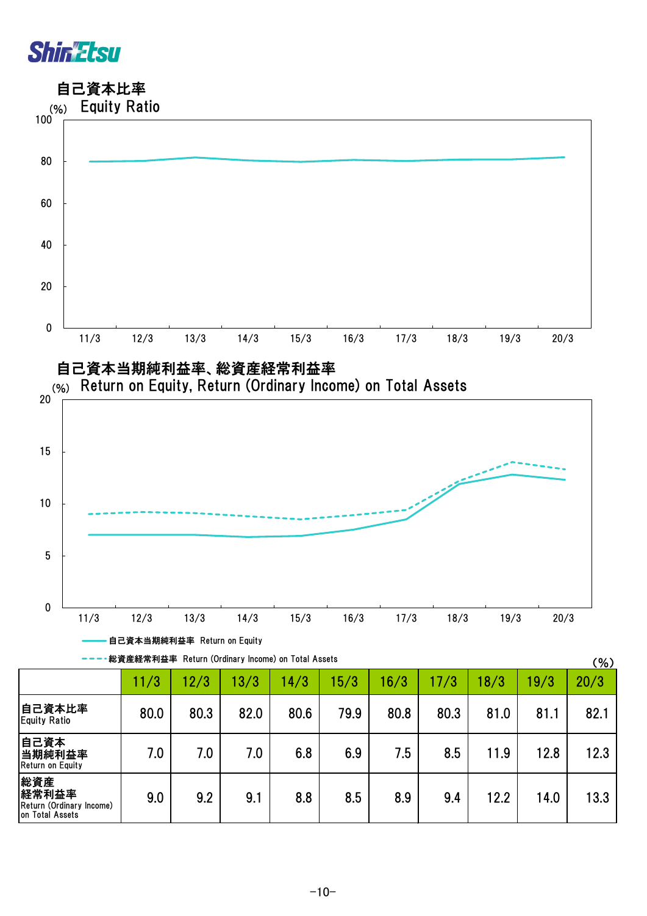## 自己資本比率
Equity Ratio

## 自己資本当期純利益率、総資産経常利益率
Return on Equity, Return (Ordinary Income) on Total Assets

自己資本当期純利益率 Return on Equity
総資産経常利益率 Return (Ordinary Income) on Total Assets

(%)

| | 11/3 | 12/3 | 13/3 | 14/3 | 15/3 | 16/3 | 17/3 | 18/3 | 19/3 | 20/3 |
|---|---|---|---|---|---|---|---|---|---|---|
| 自己資本比率 Equity Ratio | 80.0 | 80.3 | 82.0 | 80.6 | 79.9 | 80.8 | 80.3 | 81.0 | 81.1 | 82.1 |
| 自己資本当期純利益率 Return on Equity | 7.0 | 7.0 | 7.0 | 6.8 | 6.9 | 7.5 | 8.5 | 11.9 | 12.8 | 12.3 |
| 総資産経常利益率 Return (Ordinary Income) on Total Assets | 9.0 | 9.2 | 9.1 | 8.8 | 8.5 | 8.9 | 9.4 | 12.2 | 14.0 | 13.3 |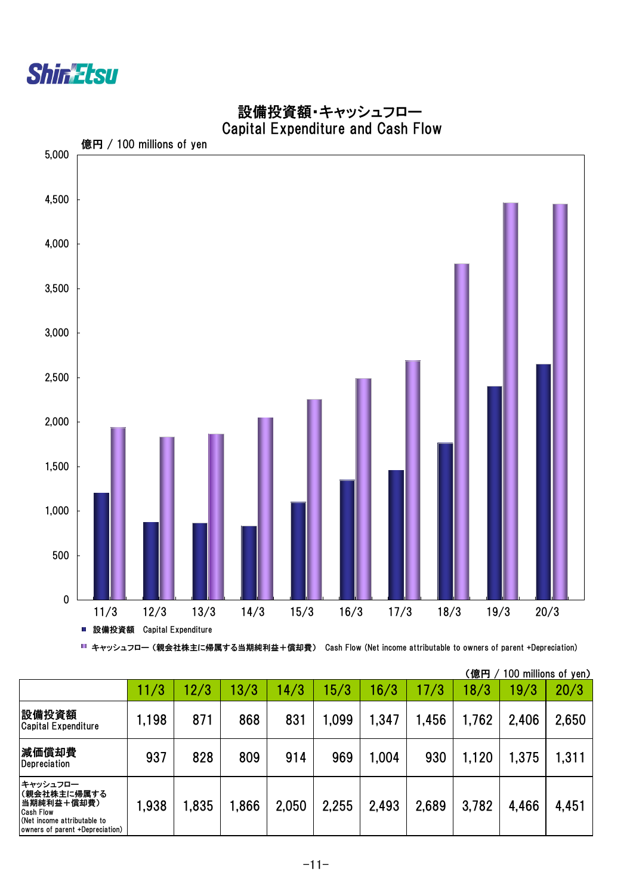# 設備投資額・キャッシュフロー
## Capital Expenditure and Cash Flow

億円 / 100 millions of yen

5,000
4,500
4,000
3,500
3,000
2,500
2,000
1,500
1,000
500
0

11/3 12/3 13/3 14/3 15/3 16/3 17/3 18/3 19/3 20/3

■ 設備投資額　Capital Expenditure

■ キャッシュフロー（親会社株主に帰属する当期純利益＋償却費）　Cash Flow (Net income attributable to owners of parent +Depreciation)

（億円 / 100 millions of yen）

| | 11/3 | 12/3 | 13/3 | 14/3 | 15/3 | 16/3 | 17/3 | 18/3 | 19/3 | 20/3 |
|---|---|---|---|---|---|---|---|---|---|---|
| 設備投資額 Capital Expenditure | 1,198 | 871 | 868 | 831 | 1,099 | 1,347 | 1,456 | 1,762 | 2,406 | 2,650 |
| 減価償却費 Depreciation | 937 | 828 | 809 | 914 | 969 | 1,004 | 930 | 1,120 | 1,375 | 1,311 |
| キャッシュフロー（親会社株主に帰属する当期純利益＋償却費） Cash Flow (Net income attributable to owners of parent +Depreciation) | 1,938 | 1,835 | 1,866 | 2,050 | 2,255 | 2,493 | 2,689 | 3,782 | 4,466 | 4,451 |